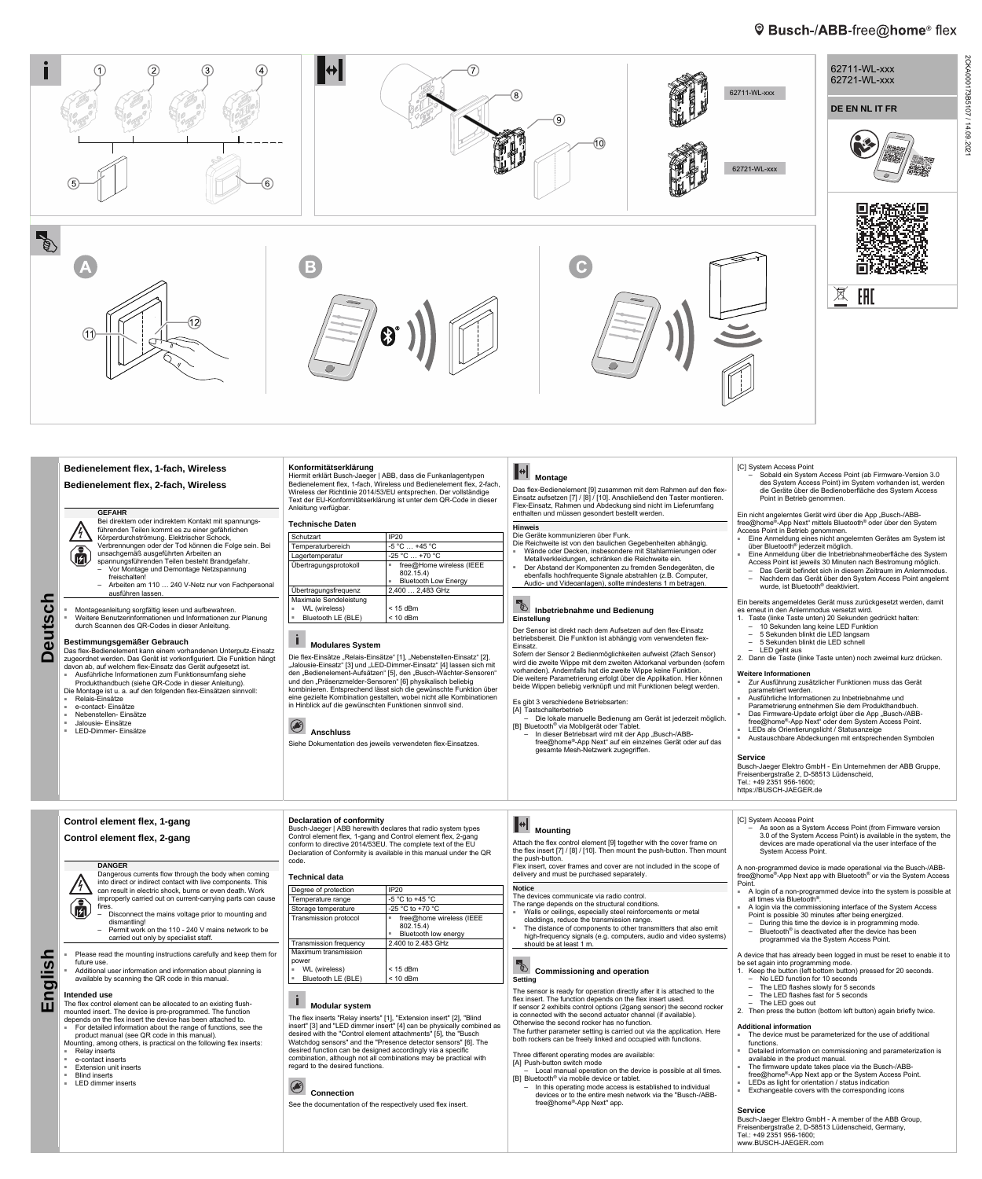Busch-/ABB-free@home® flex

62711-WL-xxx
62721-WL-xxx

DE EN NL IT FR

2CKA001373B5107 / 14.09.2021

# Deutsch

## Bedienelement flex, 1-fach, Wireless

## Bedienelement flex, 2-fach, Wireless

**GEFAHR**

Bei direktem oder indirektem Kontakt mit spannungsführenden Teilen kommt es zu einer gefährlichen Körperdurchströmung. Elektrischer Schock, Verbrennungen oder der Tod können die Folge sein. Bei unsachgemäß ausgeführten Arbeiten an spannungsführenden Teilen besteht Brandgefahr.
- Vor Montage und Demontage Netzspannung freischalten!
- Arbeiten am 110 … 240 V-Netz nur von Fachpersonal ausführen lassen.

- Montageanleitung sorgfältig lesen und aufbewahren.
- Weitere Benutzerinformationen und Informationen zur Planung durch Scannen des QR-Codes in dieser Anleitung.

### Bestimmungsgemäßer Gebrauch

Das flex-Bedienelement kann einem vorhandenen Unterputz-Einsatz zugeordnet werden. Das Gerät ist vorkonfiguriert. Die Funktion hängt davon ab, auf welchem flex-Einsatz das Gerät aufgesetzt ist.
- Ausführliche Informationen zum Funktionsumfang siehe Produkthandbuch (siehe QR-Code in dieser Anleitung).

Die Montage ist u. a. auf den folgenden flex-Einsätzen sinnvoll:
- Relais-Einsätze
- e-contact- Einsätze
- Nebenstellen- Einsätze
- Jalousie- Einsätze
- LED-Dimmer- Einsätze

### Konformitätserklärung

Hiermit erklärt Busch-Jaeger | ABB, dass die Funkanlagentypen Bedienelement flex, 1-fach, Wireless und Bedienelement flex, 2-fach, Wireless der Richtlinie 2014/53/EU entsprechen. Der vollständige Text der EU-Konformitätserklärung ist unter dem QR-Code in dieser Anleitung verfügbar.

### Technische Daten

| Schutzart | IP20 |
|---|---|
| Temperaturbereich | -5 °C … +45 °C |
| Lagertemperatur | -25 °C … +70 °C |
| Übertragungsprotokoll | ▪ free@Home wireless (IEEE 802.15.4)<br>▪ Bluetooth Low Energy |
| Übertragungsfrequenz | 2,400 … 2,483 GHz |
| Maximale Sendeleistung | |
| ▪ WL (wireless) | < 15 dBm |
| ▪ Bluetooth LE (BLE) | < 10 dBm |

### Modulares System

Die flex-Einsätze „Relais-Einsätze" [1], „Nebenstellen-Einsatz" [2], „Jalousie-Einsatz" [3] und „LED-Dimmer-Einsatz" [4] lassen sich mit den „Bedienelement-Aufsätzen" [5], den „Busch-Wächter-Sensoren" und den „Präsenzmelder-Sensoren" [6] physikalisch beliebig kombinieren. Entsprechend lässt sich die gewünschte Funktion über eine gezielte Kombination gestalten, wobei nicht alle Kombinationen in Hinblick auf die gewünschten Funktionen sinnvoll sind.

### Anschluss

Siehe Dokumentation des jeweils verwendeten flex-Einsatzes.

### Montage

Das flex-Bedienelement [9] zusammen mit dem Rahmen auf den flex-Einsatz aufsetzen [7] / [8] / [10]. Anschließend den Taster montieren. Flex-Einsatz, Rahmen und Abdeckung sind nicht im Lieferumfang enthalten und müssen gesondert bestellt werden.

**Hinweis**

Die Geräte kommunizieren über Funk.
Die Reichweite ist von den baulichen Gegebenheiten abhängig.
- Wände oder Decken, insbesondere mit Stahlarmierungen oder Metallverkleidungen, schränken die Reichweite ein.
- Der Abstand der Komponenten zu fremden Sendegeräten, die ebenfalls hochfrequente Signale abstrahlen (z.B. Computer, Audio- und Videoanlagen), sollte mindestens 1 m betragen.

### Inbetriebnahme und Bedienung

**Einstellung**

Der Sensor ist direkt nach dem Aufsetzen auf den flex-Einsatz betriebsbereit. Die Funktion ist abhängig vom verwendeten flex-Einsatz.
Sofern der Sensor 2 Bedienmöglichkeiten aufweist (2fach Sensor) wird die zweite Wippe mit dem zweiten Aktorkanal verbunden (sofern vorhanden). Andernfalls hat die zweite Wippe keine Funktion.
Die weitere Parametrierung erfolgt über die Applikation. Hier können beide Wippen beliebig verknüpft und mit Funktionen belegt werden.

Es gibt 3 verschiedene Betriebsarten:

[A] Tastschalterbetrieb
- Die lokale manuelle Bedienung am Gerät ist jederzeit möglich.

[B] Bluetooth® via Mobilgerät oder Tablet.
- In dieser Betriebsart wird mit der App „Busch-/ABB-free@home®-App Next" auf ein einzelnes Gerät oder auf das gesamte Mesh-Netzwerk zugegriffen.

[C] System Access Point
- Sobald ein System Access Point (ab Firmware-Version 3.0 des System Access Point) im System vorhanden ist, werden die Geräte über die Bedienoberfläche des System Access Point in Betrieb genommen.

Ein nicht angelerntes Gerät wird über die App „Busch-/ABB-free@home®-App Next" mittels Bluetooth® oder über den System Access Point in Betrieb genommen.
- Eine Anmeldung eines nicht angelernten Gerätes am System ist über Bluetooth® jederzeit möglich.
- Eine Anmeldung über die Inbetriebnahmeoberfläche des System Access Point ist jeweils 30 Minuten nach Bestromung möglich.
  - Das Gerät befindet sich in diesem Zeitraum im Anlernmodus.
  - Nachdem das Gerät über den System Access Point angelernt wurde, ist Bluetooth® deaktiviert.

Ein bereits angemeldetes Gerät muss zurückgesetzt werden, damit es erneut in den Anlernmodus versetzt wird.
1. Taste (linke Taste unten) 20 Sekunden gedrückt halten:
   - 10 Sekunden lang keine LED Funktion
   - 5 Sekunden blinkt die LED langsam
   - 5 Sekunden blinkt die LED schnell
   - LED geht aus
2. Dann die Taste (linke Taste unten) noch zweimal kurz drücken.

**Weitere Informationen**
- Zur Ausführung zusätzlicher Funktionen muss das Gerät parametriert werden.
- Ausführliche Informationen zu Inbetriebnahme und Parametrierung entnehmen Sie dem Produkthandbuch.
- Das Firmware-Update erfolgt über die App „Busch-/ABB-free@home®-App Next" oder dem System Access Point.
- LEDs als Orientierungslicht / Statusanzeige
- Austauschbare Abdeckungen mit entsprechenden Symbolen

**Service**

Busch-Jaeger Elektro GmbH - Ein Unternehmen der ABB Gruppe,
Freisenbergstraße 2, D-58513 Lüdenscheid,
Tel.: +49 2351 956-1600;
https://BUSCH-JAEGER.de

# English

## Control element flex, 1-gang

## Control element flex, 2-gang

**DANGER**

Dangerous currents flow through the body when coming into direct or indirect contact with live components. This can result in electric shock, burns or even death. Work improperly carried out on current-carrying parts can cause fires.
- Disconnect the mains voltage prior to mounting and dismantling!
- Permit work on the 110 - 240 V mains network to be carried out only by specialist staff.

- Please read the mounting instructions carefully and keep them for future use.
- Additional user information and information about planning is available by scanning the QR code in this manual.

### Intended use

The flex control element can be allocated to an existing flush-mounted insert. The device is pre-programmed. The function depends on the flex insert the device has been attached to.
- For detailed information about the range of functions, see the product manual (see QR code in this manual).

Mounting, among others, is practical on the following flex inserts:
- Relay inserts
- e-contact inserts
- Extension unit inserts
- Blind inserts
- LED dimmer inserts

### Declaration of conformity

Busch-Jaeger | ABB herewith declares that radio system types Control element flex, 1-gang and Control element flex, 2-gang conform to directive 2014/53EU. The complete text of the EU Declaration of Conformity is available in this manual under the QR code.

### Technical data

| Degree of protection | IP20 |
|---|---|
| Temperature range | -5 °C to +45 °C |
| Storage temperature | -25 °C to +70 °C |
| Transmission protocol | ▪ free@home wireless (IEEE 802.15.4)<br>▪ Bluetooth low energy |
| Transmission frequency | 2.400 to 2.483 GHz |
| Maximum transmission power | |
| ▪ WL (wireless) | < 15 dBm |
| ▪ Bluetooth LE (BLE) | < 10 dBm |

### Modular system

The flex inserts "Relay inserts" [1], "Extension insert" [2], "Blind insert" [3] and "LED dimmer insert" [4] can be physically combined as desired with the "Control element attachments" [5], the "Busch Watchdog sensors" and the "Presence detector sensors" [6]. The desired function can be designed accordingly via a specific combination, although not all combinations may be practical with regard to the desired functions.

### Connection

See the documentation of the respectively used flex insert.

### Mounting

Attach the flex control element [9] together with the cover frame on the flex insert [7] / [8] / [10]. Then mount the push-button. Then mount the push-button.
Flex insert, cover frames and cover are not included in the scope of delivery and must be purchased separately.

**Notice**

The devices communicate via radio control.
The range depends on the structural conditions.
- Walls or ceilings, especially steel reinforcements or metal claddings, reduce the transmission range.
- The distance of components to other transmitters that also emit high-frequency signals (e.g. computers, audio and video systems) should be at least 1 m.

### Commissioning and operation

**Setting**

The sensor is ready for operation directly after it is attached to the flex insert. The function depends on the flex insert used.
If sensor 2 exhibits control options (2gang sensor) the second rocker is connected with the second actuator channel (if available). Otherwise the second rocker has no function.
The further parameter setting is carried out via the application. Here both rockers can be freely linked and occupied with functions.

Three different operating modes are available:

[A] Push-button switch mode
- Local manual operation on the device is possible at all times.

[B] Bluetooth® via mobile device or tablet.
- In this operating mode access is established to individual devices or to the entire mesh network via the "Busch-/ABB-free@home®-App Next" app.

[C] System Access Point
- As soon as a System Access Point (from Firmware version 3.0 of the System Access Point) is available in the system, the devices are made operational via the user interface of the System Access Point.

A non-programmed device is made operational via the Busch-/ABB-free@home®-App Next app with Bluetooth® or via the System Access Point.
- A login of a non-programmed device into the system is possible at all times via Bluetooth®.
- A login via the commissioning interface of the System Access Point is possible 30 minutes after being energized.
  - During this time the device is in programming mode.
  - Bluetooth® is deactivated after the device has been programmed via the System Access Point.

A device that has already been logged in must be reset to enable it to be set again into programming mode.
1. Keep the button (left bottom button) pressed for 20 seconds.
   - No LED function for 10 seconds
   - The LED flashes slowly for 5 seconds
   - The LED flashes fast for 5 seconds
   - The LED goes out
2. Then press the button (bottom left button) again briefly twice.

**Additional information**
- The device must be parameterized for the use of additional functions.
- Detailed information on commissioning and parameterization is available in the product manual.
- The firmware update takes place via the Busch-/ABB-free@home®-App Next app or the System Access Point.
- LEDs as light for orientation / status indication
- Exchangeable covers with the corresponding icons

**Service**

Busch-Jaeger Elektro GmbH - A member of the ABB Group,
Freisenbergstraße 2, D-58513 Lüdenscheid, Germany,
Tel.: +49 2351 956-1600;
www.BUSCH-JAEGER.com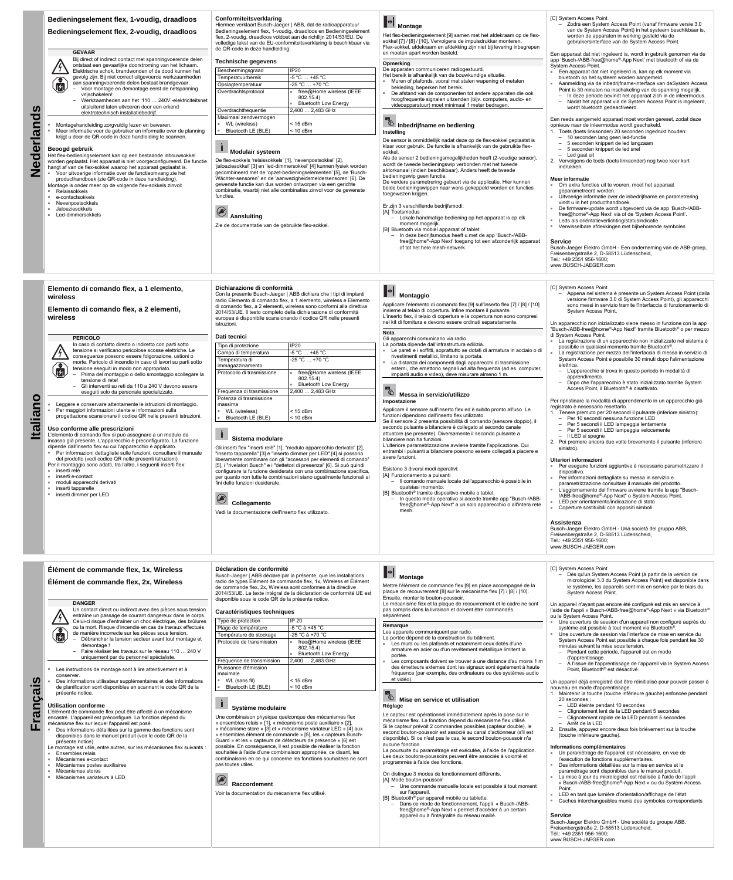# Nederlands

## Bedieningselement flex, 1-voudig, draadloos

## Bedieningselement flex, 2-voudig, draadloos

**GEVAAR**

Bij direct of indirect contact met spanningvoerende delen ontstaat een gevaarlijke doorstroming van het lichaam. Elektrische schok, brandwonden of de dood kunnen het gevolg zijn. Bij niet correct uitgevoerde werkzaamheden aan spanningvoerende delen bestaat brandgevaar.

- Voor montage en demontage eerst de netspanning vrijschakelen!
- Werkzaamheden aan het '110 … 240V'-elektriciteitsnet uitsluitend laten uitvoeren door een erkend elektrotechnisch installatiebedrijf.

- Montagehandleiding zorgvuldig lezen en bewaren.
- Meer informatie voor de gebruiker en informatie over de planning krijgt u door de QR-code in deze handleiding te scannen.

### Beoogd gebruik

Het flex-bedieningselement kan op een bestaande inbouwsokkel worden geplaatst. Het apparaat is niet voorgeconfigureerd. De functie hangt af van de flex-sokkel waarop het apparaat geplaatst is.

- Voor uitvoerige informatie over de functieomvang zie het producthandboek (zie QR-code in deze handleiding).

Montage is onder meer op de volgende flex-sokkels zinvol:

- Relaissokkels
- e-contactsokkels
- Nevenpostsokkels
- Jaloeziesokkels
- Led-dimmersokkels

### Conformiteitsverklaring

Hiermee verklaart Busch-Jaeger | ABB, dat de radioapparatuur Bedieningselement flex, 1-voudig, draadloos en Bedieningselement flex, 2-voudig, draadloos voldoet aan de richtlijn 2014/53/EU. De volledige tekst van de EU-conformiteitsverklaring is beschikbaar via de QR-code in deze handleiding:

### Technische gegevens

| | |
|---|---|
| Beschermingsgraad | IP20 |
| Temperatuurbereik | -5 °C … +45 °C |
| Opslagtemperatuur | -25 °C … +70 °C |
| Overdrachtsprotocol | ▪ free@Home wireless (IEEE 802.15.4)<br>▪ Bluetooth Low Energy |
| Overdrachtfrequentie | 2,400 … 2,483 GHz |
| Maximaal zendvermogen | |
| ▪ WL (wireless) | < 15 dBm |
| ▪ Bluetooth LE (BLE) | < 10 dBm |

### Modulair systeem

De flex-sokkels 'relaissokkels' [1], 'nevenpostsokkel' [2], 'jaloeziesokkel' [3] en 'led-dimmersokkel' [4] kunnen fysiek worden gecombineerd met de 'opzet-bedieningselementen' [5], de 'Busch-Wächter-sensoren' en de 'aanwezigheidsmeldersensoren' [6]. De gewenste functie kan dus worden ontworpen via een gerichte combinatie, waarbij niet alle combinaties zinvol voor de gewenste functies.

### Aansluiting

Zie de documentatie van de gebruikte flex-sokkel.

### Montage

Het flex-bedieningselement [9] samen met het afdekraam op de flex-sokkel [7] / [8] / [10]. Vervolgens de impulsdrukker monteren. Flex-sokkel, afdekraam en afdekking zijn niet bij levering inbegrepen en moeten apart worden besteld.

**Opmerking**

De apparaten communiceren radiogestuurd.
Het bereik is afhankelijk van de bouwkundige situatie.

- Muren of plafonds, vooral met stalen wapening of metalen bekleding, beperken het bereik.
- De afstand van de componenten tot andere apparaten die ook hoogfrequente signalen uitzenden (bijv. computers, audio- en videoapparatuur) moet minimaal 1 meter bedragen.

### Inbedrijfname en bediening

**Instelling**

De sensor is onmiddellijk nadat deze op de flex-sokkel geplaatst is klaar voor gebruik. De functie is afhankelijk van de gebruikte flex-sokkel.
Als de sensor 2 bedieningsmogelijkheden heeft (2-voudige sensor), wordt de tweede bedieningswip verbonden met het tweede aktorkanaal (indien beschikbaar). Anders heeft de tweede bedieningswip geen functie.
De verdere parametrering gebeurt via de applicatie. Hier kunnen beide bedieningswippen naar wens gekoppeld worden en functies toegewezen krijgen.

Er zijn 3 verschillende bedrijfsmodi:

[A] Toetsmodus
- Lokale handmatige bediening op het apparaat is op elk moment mogelijk.

[B] Bluetooth via mobiel apparaat of tablet.
- In deze bedrijfsmodus heeft u met de app 'Busch-/ABB-free@home®-App Next' toegang tot een afzonderlijk apparaat of tot het hele mesh-netwerk.

[C] System Access Point
- Zodra een System Access Point (vanaf firmware versie 3.0 van de System Access Point) in het systeem beschikbaar is, worden de apparaten in werking gesteld via de gebruikersinterface van de System Access Point.

Een apparaat dat niet ingeleerd is, wordt in gebruik genomen via de app 'Busch-/ABB-free@home®-App Next' met bluetooth of via de System Access Point.

- Een apparaat dat niet ingeleerd is, kan op elk moment via bluetooth op het systeem worden aangemeld.
- Aanmelding via de inbedrijfname-interface van deSystem Access Point is 30 minuten na inschakeling van de spanning mogelijk.
  - In deze periode bevindt het apparaat zich in de inleermodus.
  - Nadat het apparaat via de System Access Point is ingeleerd, wordt bluetooth gedeactiveerd.

Een reeds aangemeld apparaat moet worden gereset, zodat deze opnieuw naar de inleermodus wordt geschakeld.

1. Toets (toets linksonder) 20 seconden ingedrukt houden:
   - 10 seconden lang geen led-functie
   - 5 seconden knippert de led langzaam
   - 5 seconden knippert de led snel
   - Led gaat uit
2. Vervolgens de toets (toets linksonder) nog twee keer kort indrukken.

**Meer informatie**

- Om extra functies uit te voeren, moet het apparaat geparametreerd worden.
- Uitvoerige informatie over de inbedrijfname en parametrering vindt u in het producthandboek.
- De firmware-update wordt uitgevoerd via de app 'Busch-/ABB-free@home®-App Next' of via de 'System Access Point'.
- Leds als oriëntatieverlichting/statusindicatie
- Verwisselbare afdekkingen met bijbehorende symbolen

**Service**

Busch-Jaeger Elektro GmbH - Een onderneming van de ABB-groep,
Freisenbergstraße 2, D-58513 Lüdenscheid,
Tel.: +49 2351 956-1600;
www.BUSCH-JAEGER.com

# Italiano

## Elemento di comando flex, a 1 elemento, wireless

## Elemento di comando flex, a 2 elementi, wireless

**PERICOLO**

In caso di contatto diretto o indiretto con parti sotto tensione si verificano pericolose scosse elettriche. Le conseguenze possono essere folgorazione, ustioni o morte. Pericolo di incendio in caso di lavori su parti sotto tensione eseguiti in modo non appropriato.

- Prima del montaggio o dello smontaggio scollegare la tensione di rete!
- Gli interventi su reti da 110 a 240 V devono essere eseguiti solo da personale specializzato.

- Leggere e conservare attentamente le istruzioni di montaggio.
- Per maggiori informazioni utente e informazioni sulla progettazione scansionare il codice QR nelle presenti istruzioni.

### Uso conforme alle prescrizioni

L'elemento di comando flex si può assegnare a un modulo da incasso già presente. L'apparecchio è preconfigurato. La funzione dipende dall'inserto flex su cui l'apparecchio è applicato.

- Per informazioni dettagliate sulle funzioni, consultare il manuale del prodotto (vedi codice QR nelle presenti istruzioni).

Per il montaggio sono adatti, tra l'altro, i seguenti inserti flex:

- inserti relè
- inserti e-contact
- moduli apparecchi derivati
- inserti tapparelle
- inserti dimmer per LED

### Dichiarazione di conformità

Con la presente Busch-Jaeger | ABB dichiara che i tipi di impianti radio Elemento di comando flex, a 1 elemento, wireless e Elemento di comando flex, a 2 elementi, wireless sono conformi alla direttiva 2014/53/UE. Il testo completo della dichiarazione di conformità europea è disponibile scansionando il codice QR nelle presenti istruzioni.

### Dati tecnici

| | |
|---|---|
| Tipo di protezione | IP20 |
| Campo di temperatura | -5 °C … +45 °C |
| Temperatura di immagazzinamento | -25 °C … +70 °C |
| Protocollo di trasmissione | ▪ free@Home wireless (IEEE 802.15.4)<br>▪ Bluetooth Low Energy |
| Frequenza di trasmissione | 2,400 … 2,483 GHz |
| Potenza di trasmissione massima | |
| ▪ WL (wireless) | < 15 dBm |
| ▪ Bluetooth LE (BLE) | < 10 dBm |

### Sistema modulare

Gli inserti flex "inserti relè" [1], "modulo apparecchio derivato" [2], "inserto tapparella" [3] e "inserto dimmer per LED" [4] si possono liberamente combinare con gli "accessori per elementi di comando" [5], i "rivelatori Busch" e i "detettori di presenza" [6]. Si può quindi configurare la funzione desiderata con una combinazione specifica, per quanto non tutte le combinazioni siano ugualmente funzionali ai fini delle funzioni desiderate.

### Collegamento

Vedi la documentazione dell'inserto flex utilizzato.

### Montaggio

Applicare l'elemento di comando flex [9] sull'inserto flex [7] / [8] / [10] insieme al telaio di copertura. Infine montare il pulsante.
L'inserto flex, il telaio di copertura e la copertura non sono compresi nel kit di fornitura e devono essere ordinati separatamente.

**Nota**

Gli apparecchi comunicano via radio.
La portata dipende dall'infrastruttura edilizia.

- Le pareti e i soffitti, soprattutto se dotati di armatura in acciaio o di rivestimenti metallici, limitano la portata.
- La distanza dei componenti dagli apparecchi di trasmissione esterni, che emettono segnali ad alta frequenza (ad es. computer, impianti audio e video), deve misurare almeno 1 m.

### Messa in servizio/utilizzo

**Impostazione**

Applicare il sensore sull'inserto flex ed è subito pronto all'uso. Le funzioni dipendono dall'inserto flex utilizzato.
Se il sensore 2 presenta possibilità di comando (sensore doppio), il secondo pulsante a bilanciere è collegato al secondo canale attuatore (se presente). Diversamente il secondo pulsante a bilanciere non ha funzioni.
L'ulteriore parametrizzazione avviene tramite l'applicazione. Qui entrambi i pulsanti a bilanciere possono essere collegati a piacere e avere funzioni.

Esistono 3 diversi modi operativi:

[A] Funzionamento a pulsanti
- Il comando manuale locale dell'apparecchio è possibile in qualsiasi momento.

[B] Bluetooth® tramite dispositivo mobile o tablet.
- In questo modo operativo si accede tramite app "Busch-/ABB-free@home®-App Next" a un solo apparecchio o all'intera rete mesh.

[C] System Access Point
- Appena nel sistema è presente un System Access Point (dalla versione firmware 3.0 di System Access Point), gli apparecchi sono messi in servizio tramite l'interfaccia di funzionamento di System Access Point.

Un apparecchio non inizializzato viene messo in funzione con la app "Busch-/ABB-free@home®-App Next" tramite Bluetooth® o per mezzo di System Access Point.

- La registrazione di un apparecchio non inizializzato nel sistema è possibile in qualsiasi momento tramite Bluetooth®.
- La registrazione per mezzo dell'interfaccia di messa in servizio di System Access Point è possibile 30 minuti dopo l'alimentazione elettrica.
  - L'apparecchio si trova in questo periodo in modalità di apprendimento.
  - Dopo che l'apparecchio è stato inizializzato tramite System Access Point, il Bluetooth® è disattivato.

Per ripristinare la modalità di apprendimento in un apparecchio già registrato è necessario resettarlo.

1. Tenere premuto per 20 secondi il pulsante (inferiore sinistro):
   - Per 10 secondi nessuna funzione LED
   - Per 5 secondi il LED lampeggia lentamente
   - Per 5 secondi il LED lampeggia velocemente
   - Il LED si spegne
2. Poi premere ancora due volte brevemente il pulsante (inferiore sinistro).

**Ulteriori informazioni**

- Per eseguire funzioni aggiuntive è necessario parametrizzare il dispositivo.
- Per informazioni dettagliate su messa in servizio e parametrizzazione consultare il manuale del prodotto.
- L'aggiornamento del firmware avviene tramite la app "Busch-/ABB-free@home®-App Next" o System Access Point.
- LED per orientamento/indicazione di stato
- Coperture sostituibili con appositi simboli

**Assistenza**

Busch-Jaeger Elektro GmbH - Una società del gruppo ABB,
Freisenbergstraße 2, D-58513 Lüdenscheid,
Tel.: +49 2351 956-1600;
www.BUSCH-JAEGER.com

# Français

## Élément de commande flex, 1x, Wireless

## Élément de commande flex, 2x, Wireless

**DANGER**

Un contact direct ou indirect avec des pièces sous tension entraîne un passage de courant dangereux dans le corps. Celui-ci risque d'entraîner un choc électrique, des brûlures ou la mort. Risque d'incendie en cas de travaux effectués de manière incorrecte sur les pièces sous tension.

- Débrancher la tension secteur avant tout montage et démontage !
- Faire réaliser les travaux sur le réseau 110 … 240 V uniquement par du personnel spécialiste.

- Les instructions de montage sont à lire attentivement et à conserver.
- Des informations utilisateur supplémentaires et des informations de planification sont disponibles en scannant le code QR de la présente notice.

### Utilisation conforme

L'élément de commande flex peut être affecté à un mécanisme encastré. L'appareil est préconfiguré. La fonction dépend du mécanisme flex sur lequel l'appareil est posé.

- Des informations détaillées sur la gamme des fonctions sont disponibles dans le manuel produit (voir le code QR de la présente notice).

Le montage est utile, entre autres, sur les mécanismes flex suivants :

- Ensembles relais
- Mécanismes e-contact
- Mécanismes postes auxiliaires
- Mécanismes stores
- Mécanismes variateurs à LED

### Déclaration de conformité

Busch-Jaeger | ABB déclare par la présente, que les installations radio de types Élément de commande flex, 1x, Wireless et Élément de commande flex, 2x, Wireless sont conformes à la directive 2014/53/UE. Le texte intégral de la déclaration de conformité UE est disponible sous le code QR de la présente notice.

### Caractéristiques techniques

| | |
|---|---|
| Type de protection | IP 20 |
| Plage de température | -5 °C à +45 °C |
| Température de stockage | -25 °C à +70 °C |
| Protocole de transmission | ▪ free@Home wireless (IEEE 802.15.4)<br>▪ Bluetooth Low Energy |
| Fréquence de transmission | 2,400 … 2,483 GHz |
| Puissance d'émission maximale | |
| ▪ WL (sans fil) | < 15 dBm |
| ▪ Bluetooth LE (BLE) | < 10 dBm |

### Système modulaire

Une combinaison physique quelconque des mécanismes flex « ensembles relais » [1], « mécanisme poste auxiliaire » [2], « mécanisme store » [3] et « mécanisme variateur LED » [4] aux « ensembles élément de commande » [5], les « capteurs Busch-Guard » et les « capteurs de détecteurs de présence » [6] est possible. En conséquence, il est possible de réaliser la fonction souhaitée à l'aide d'une combinaison appropriée, ce disant, les combinaisons en ce qui concerne les fonctions souhaitées ne sont pas toutes utiles.

### Raccordement

Voir la documentation du mécanisme flex utilisé.

### Montage

Mettre l'élément de commande flex [9] en place accompagné de la plaque de recouvrement [8] sur le mécanisme flex [7] / [8] / [10]. Ensuite, monter le bouton-poussoir.
Le mécanisme flex et la plaque de recouvrement et le cadre ne sont pas compris dans la livraison et doivent être commandés séparément.

**Remarque**

Les appareils communiquent par radio.
La portée dépend de la construction du bâtiment.

- Les murs ou les plafonds et notamment ceux dotés d'une armature en acier ou d'un revêtement métallique limitent la portée.
- Les composants doivent se trouver à une distance d'au moins 1 m des émetteurs externes dont les signaux sont également à haute fréquence (par exemple, des ordinateurs ou des systèmes audio et vidéo).

### Mise en service et utilisation

**Réglage**

Le capteur est opérationnel immédiatement après la pose sur le mécanisme flex. La fonction dépend du mécanisme flex utilisé.
Si le capteur prévoit 2 commandes possibles (capteur double), le second bouton-poussoir est associé au canal d'actionneur (s'il est disponible). Si ce n'est pas le cas, le second bouton-poussoir n'a aucune fonction.
La poursuite du paramétrage est exécutée, à l'aide de l'application. Les deux boutons-poussoirs peuvent être associés à volonté et programmés à l'aide des fonctions.

On distingue 3 modes de fonctionnement différents.

[A] Mode bouton-poussoir
- Une commande manuelle locale est possible à tout moment sur l'appareil.

[B] Bluetooth® par appareil mobile ou tablette.
- Dans ce mode de fonctionnement, l'appli « Busch-/ABB-free@home®-App Next » permet d'accéder à un certain appareil ou à l'intégralité du réseau maillé.

[C] System Access Point
- Dès qu'un System Access Point (à partir de la version de micrologiciel 3.0 du System Access Point) est disponible dans le système, les appareils sont mis en service par le biais du System Access Point.

Un appareil n'ayant pas encore été configuré est mis en service à l'aide de l'appli « Busch-/ABB-free@home®-App Next » via Bluetooth® ou le System Access Point.

- Une ouverture de session d'un appareil non configuré auprès du système est possible à tout moment via Bluetooth®.
- Une ouverture de session via l'interface de mise en service du System Access Point est possible à chaque fois pendant les 30 minutes suivant la mise sous tension.
  - Pendant cette période, l'appareil est en mode d'apprentissage.
  - À l'issue de l'apprentissage de l'appareil via le System Access Point, Bluetooth® est désactivé.

Un appareil déjà enregistré doit être réinitialisé pour pouvoir passer à nouveau en mode d'apprentissage.

1. Maintenir la touche (touche inférieure gauche) enfoncée pendant 20 secondes :
   - LED éteinte pendant 10 secondes
   - Clignotement lent de la LED pendant 5 secondes
   - Clignotement rapide de la LED pendant 5 secondes
   - Arrêt de la LED
2. Ensuite, appuyez encore deux fois brièvement sur la touche (touche inférieure gauche).

**Informations complémentaires**

- Un paramétrage de l'appareil est nécessaire, en vue de l'exécution de fonctions supplémentaires.
- Des informations détaillées sur la mise en service et le paramétrage sont disponibles dans le manuel produit.
- La mise à jour du micrologiciel est réalisée à l'aide de l'appli « Busch-/ABB-free@home®-App Next » ou du System Access Point.
- LED en tant que lumière d'orientation/affichage de l'état
- Caches interchangeables munis des symboles correspondants

**Service**

Busch-Jaeger Elektro GmbH - Une société du groupe ABB,
Freisenbergstraße 2, D-58513 Lüdenscheid,
Tél.: +49 2351 956-1600;
www.BUSCH-JAEGER.com